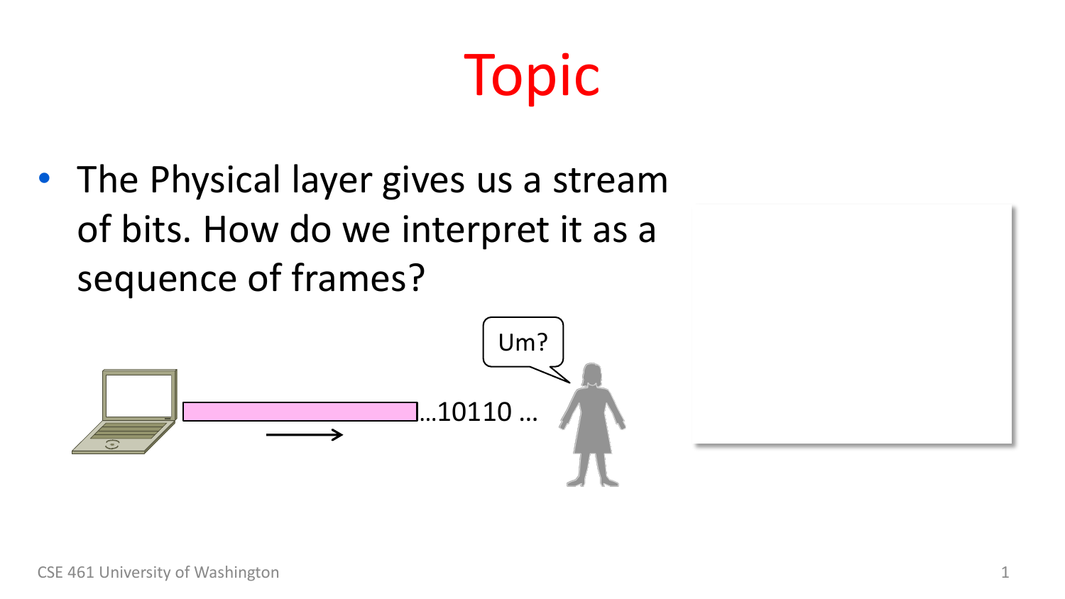# Topic

- The Physical layer gives us a stream of bits. How do we interpret it as a sequence of frames?

…10110 …

Um?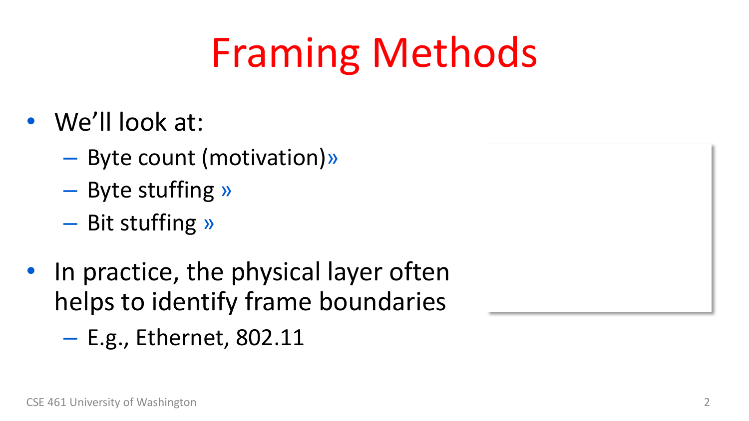# Framing Methods

- We'll look at:
  - Byte count (motivation)»
  - Byte stuffing »
  - Bit stuffing »
- In practice, the physical layer often helps to identify frame boundaries
  - E.g., Ethernet, 802.11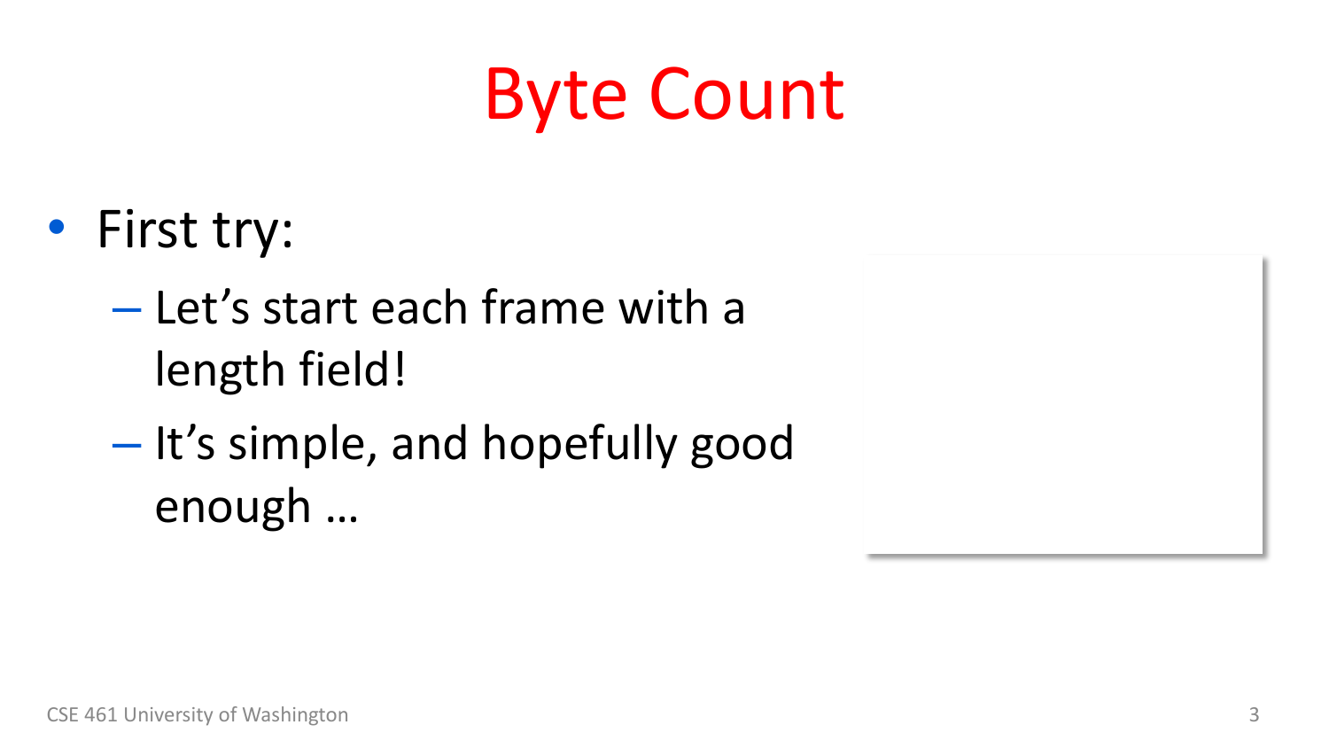# Byte Count

- First try:
  - Let's start each frame with a length field!
  - It's simple, and hopefully good enough …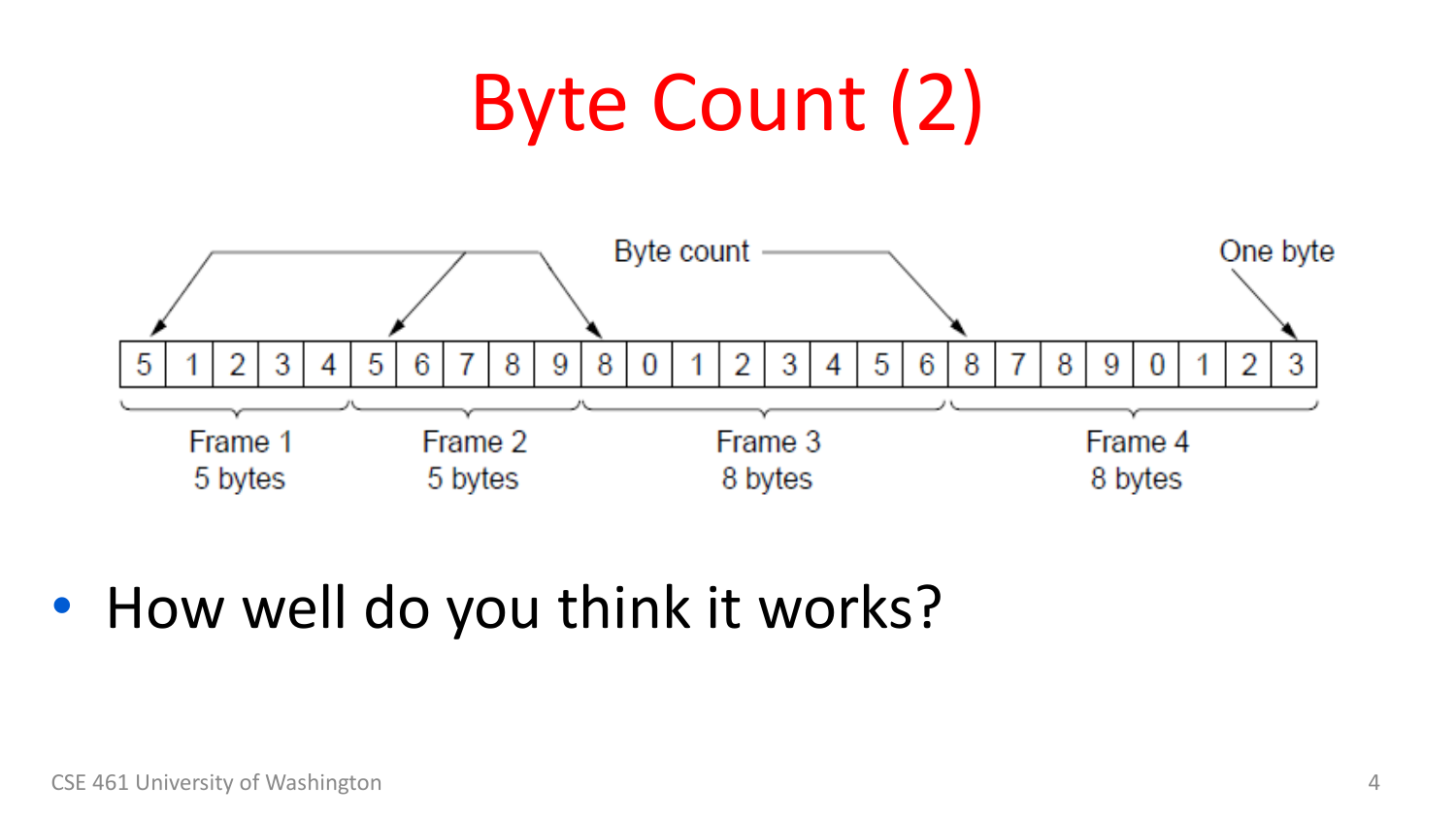# Byte Count (2)

Byte count — One byte

| 5 | 1 | 2 | 3 | 4 | 5 | 6 | 7 | 8 | 9 | 8 | 0 | 1 | 2 | 3 | 4 | 5 | 6 | 8 | 7 | 8 | 9 | 0 | 1 | 2 | 3 |
|---|---|---|---|---|---|---|---|---|---|---|---|---|---|---|---|---|---|---|---|---|---|---|---|---|---|

Frame 1 5 bytes — Frame 2 5 bytes — Frame 3 8 bytes — Frame 4 8 bytes

- How well do you think it works?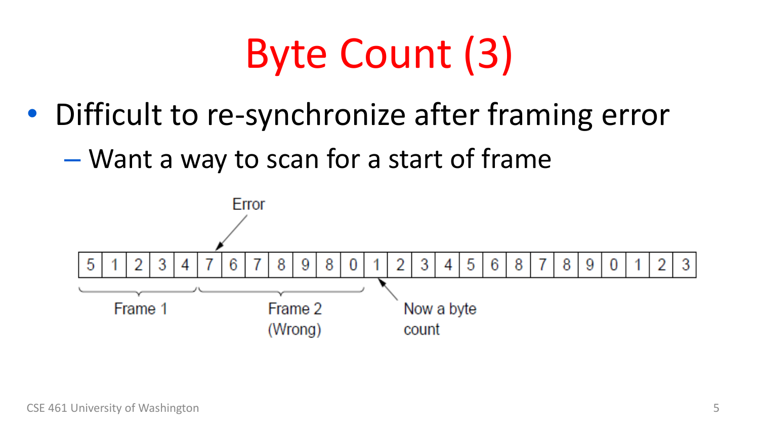# Byte Count (3)

- Difficult to re-synchronize after framing error
  - Want a way to scan for a start of frame

Error

| 5 | 1 | 2 | 3 | 4 | 7 | 6 | 7 | 8 | 9 | 8 | 0 | 1 | 2 | 3 | 4 | 5 | 6 | 8 | 7 | 8 | 9 | 0 | 1 | 2 | 3 |
|---|---|---|---|---|---|---|---|---|---|---|---|---|---|---|---|---|---|---|---|---|---|---|---|---|---|

Frame 1 &nbsp;&nbsp; Frame 2 (Wrong) &nbsp;&nbsp; Now a byte count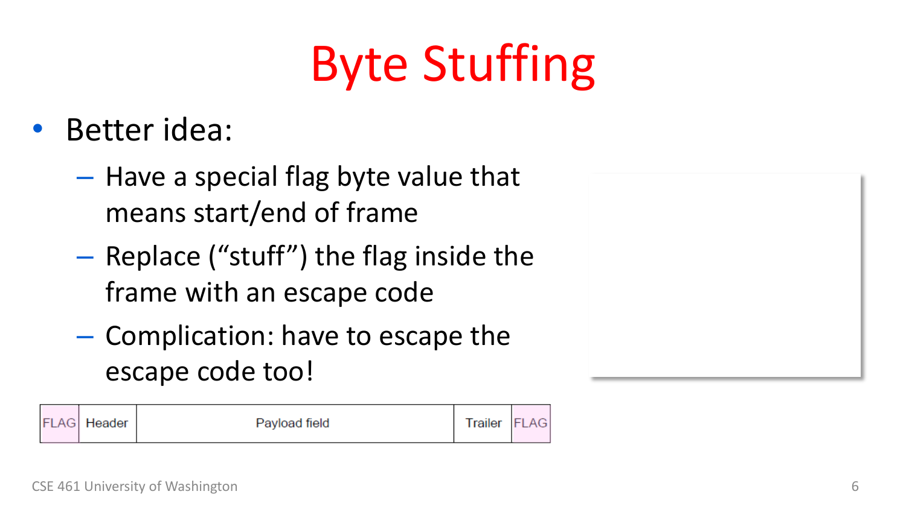# Byte Stuffing

- Better idea:
  - Have a special flag byte value that means start/end of frame
  - Replace ("stuff") the flag inside the frame with an escape code
  - Complication: have to escape the escape code too!

| FLAG | Header | Payload field | Trailer | FLAG |
|---|---|---|---|---|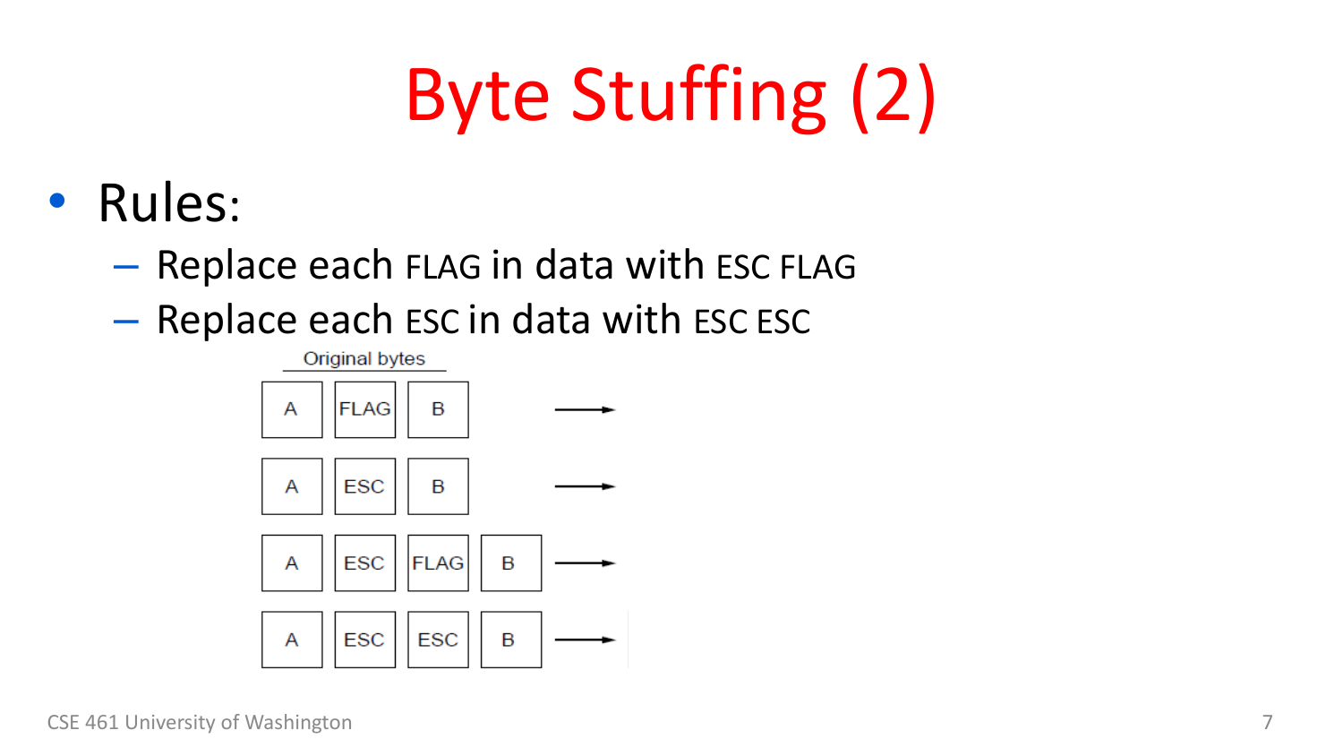# Byte Stuffing (2)

- Rules:
  - Replace each FLAG in data with ESC FLAG
  - Replace each ESC in data with ESC ESC

Original bytes

| | | | | |
|---|---|---|---|---|
| A | FLAG | B | | → |
| A | ESC | B | | → |
| A | ESC | FLAG | B | → |
| A | ESC | ESC | B | → |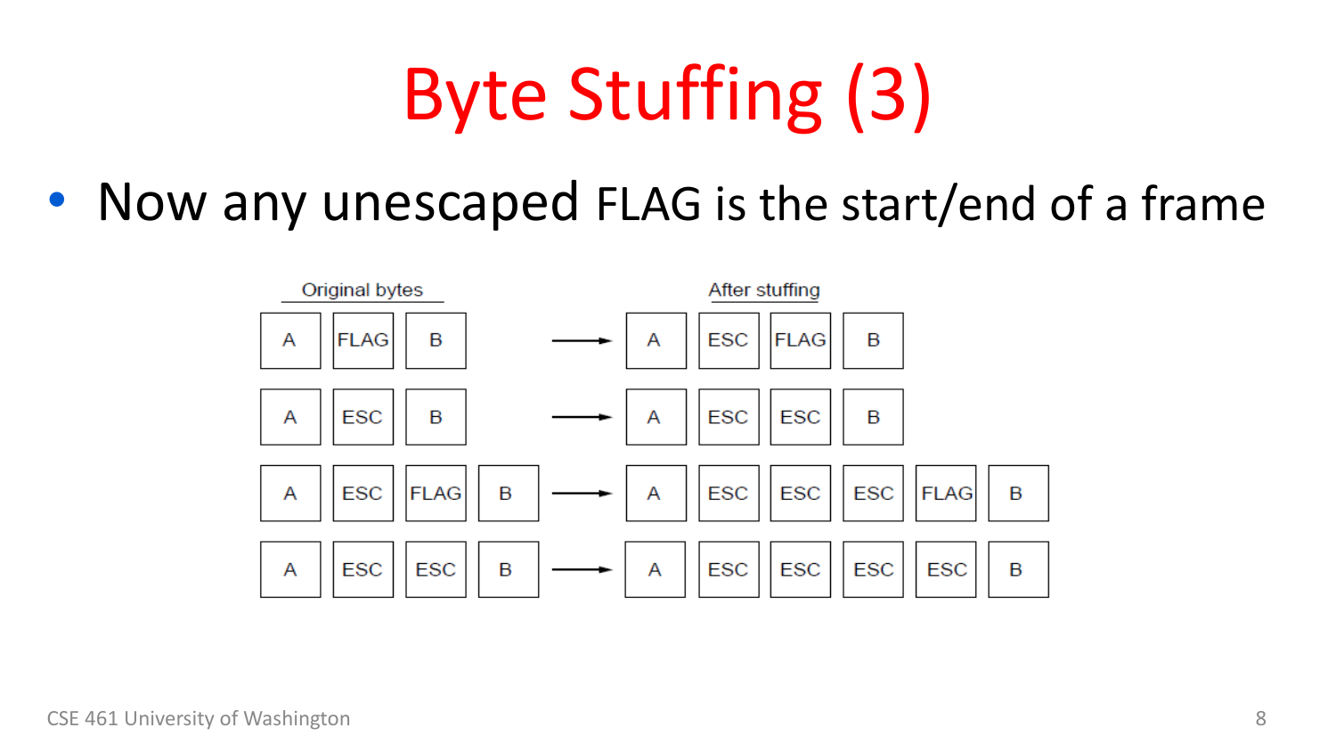# Byte Stuffing (3)

- Now any unescaped FLAG is the start/end of a frame

| Original bytes | | After stuffing |
| --- | --- | --- |
| A, FLAG, B | → | A, ESC, FLAG, B |
| A, ESC, B | → | A, ESC, ESC, B |
| A, ESC, FLAG, B | → | A, ESC, ESC, ESC, FLAG, B |
| A, ESC, ESC, B | → | A, ESC, ESC, ESC, ESC, B |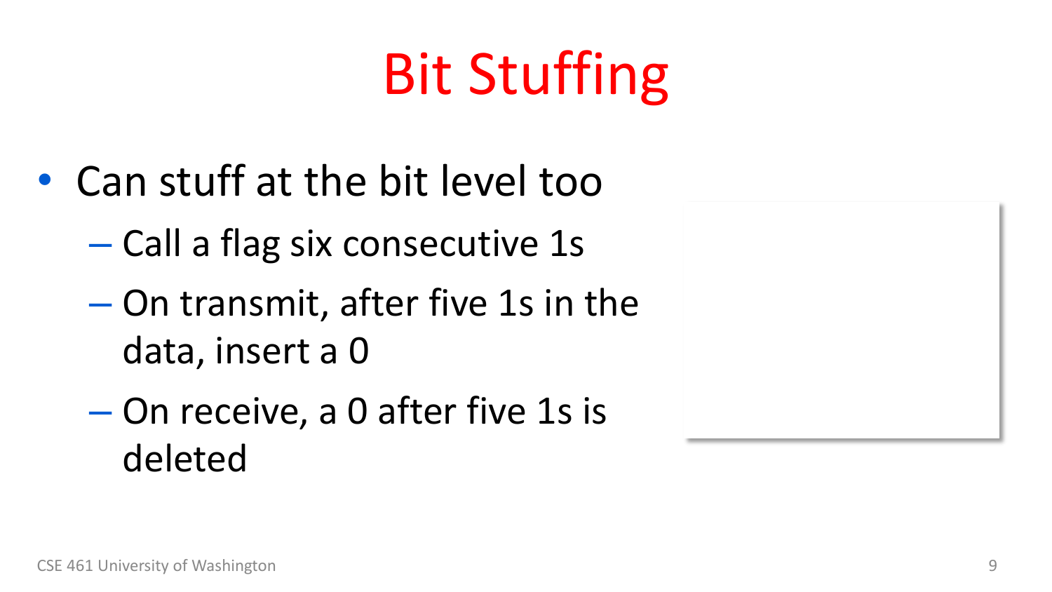# Bit Stuffing

- Can stuff at the bit level too
  - Call a flag six consecutive 1s
  - On transmit, after five 1s in the data, insert a 0
  - On receive, a 0 after five 1s is deleted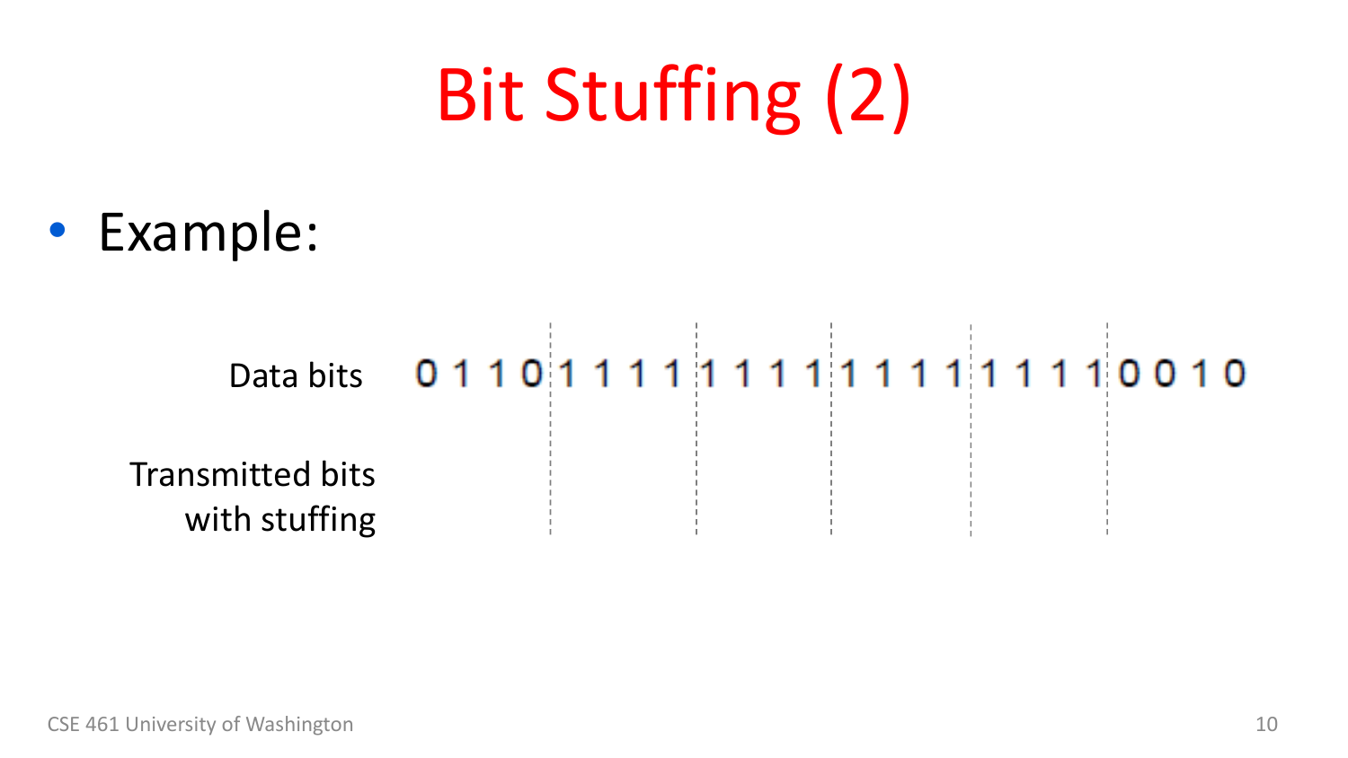# Bit Stuffing (2)

- Example:

| | | | | | |
|---|---|---|---|---|---|
| Data bits | 0 1 1 0 | 1 1 1 1 | 1 1 1 1 | 1 1 1 1 | 1 1 1 1 | 0 0 1 0 |
| Transmitted bits with stuffing | | | | | | |

CSE 461 University of Washington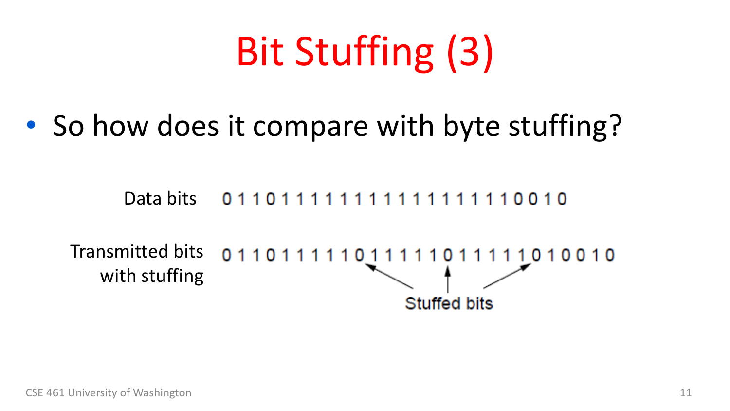# Bit Stuffing (3)

- So how does it compare with byte stuffing?

Data bits 0 1 1 0 1 1 1 1 1 1 1 1 1 1 1 1 1 1 1 1 0 0 1 0

Transmitted bits with stuffing 0 1 1 0 1 1 1 1 1 0 1 1 1 1 1 0 1 1 1 1 1 0 1 0 0 1 0

Stuffed bits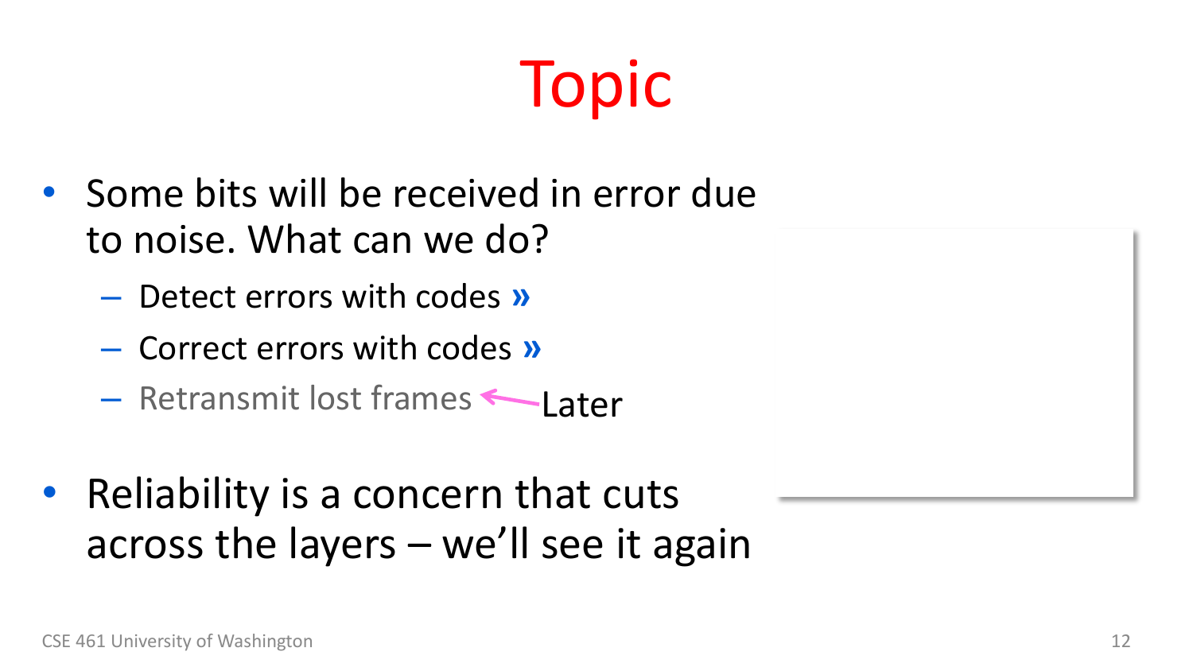# Topic

- Some bits will be received in error due to noise. What can we do?
  - Detect errors with codes »
  - Correct errors with codes »
  - Retransmit lost frames ← Later
- Reliability is a concern that cuts across the layers – we'll see it again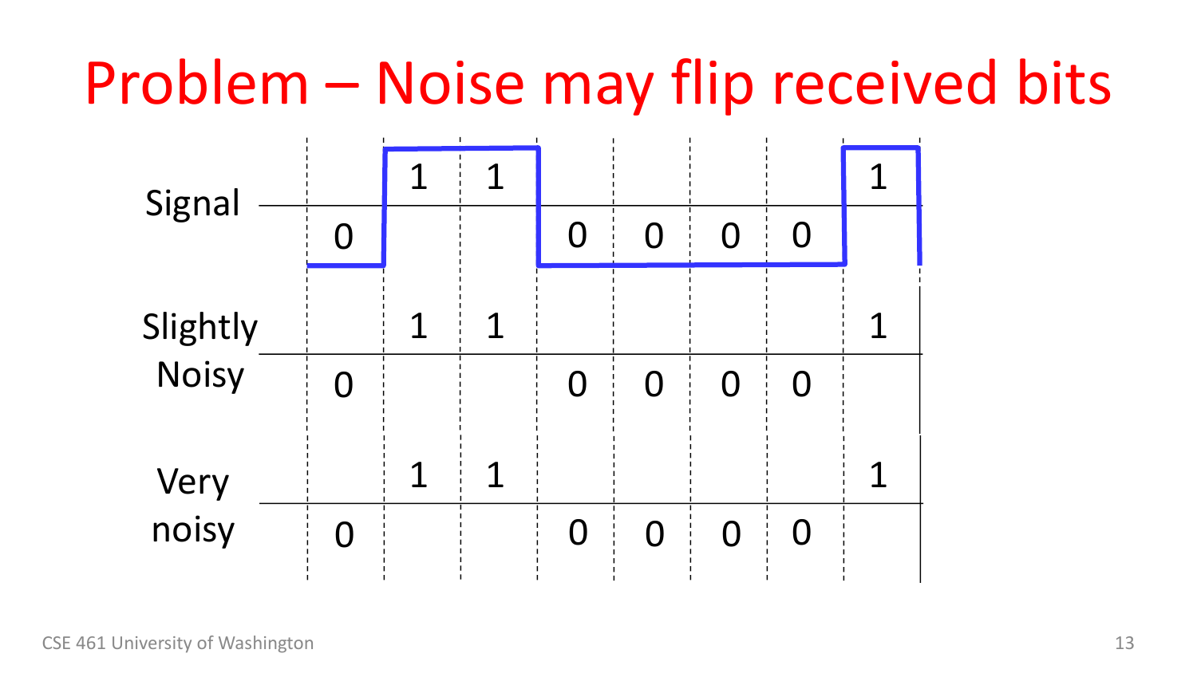# Problem – Noise may flip received bits

| | | | | | | | | |
|---|---|---|---|---|---|---|---|---|
| Signal | 0 | 1 | 1 | 0 | 0 | 0 | 0 | 1 |
| Slightly Noisy | 0 | 1 | 1 | 0 | 0 | 0 | 0 | 1 |
| Very noisy | 0 | 1 | 1 | 0 | 0 | 0 | 0 | 1 |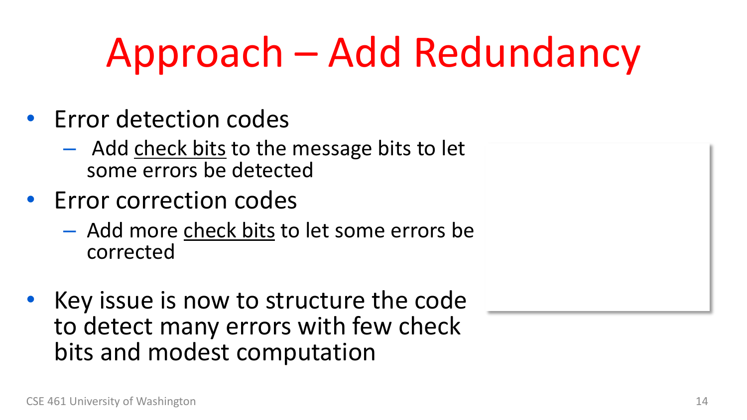# Approach – Add Redundancy

- Error detection codes
  - Add check bits to the message bits to let some errors be detected
- Error correction codes
  - Add more check bits to let some errors be corrected
- Key issue is now to structure the code to detect many errors with few check bits and modest computation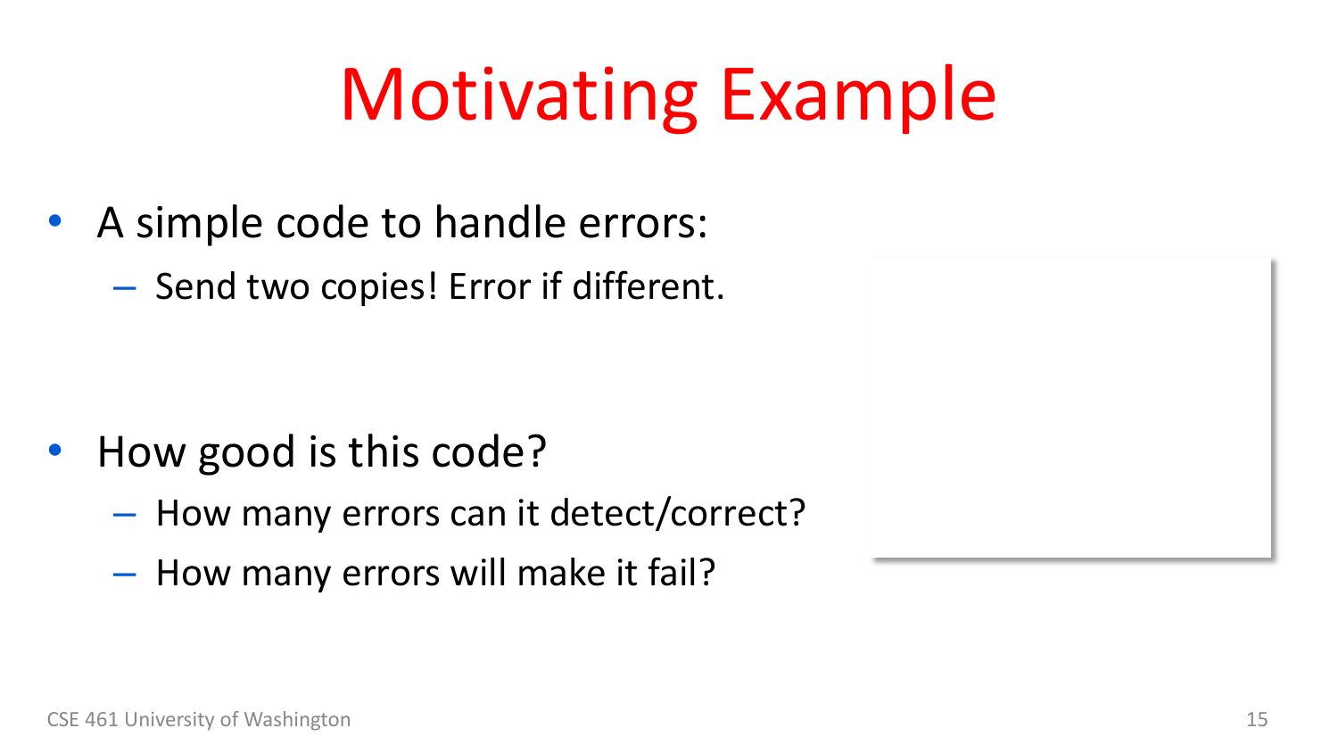# Motivating Example

- A simple code to handle errors:
  - Send two copies! Error if different.

- How good is this code?
  - How many errors can it detect/correct?
  - How many errors will make it fail?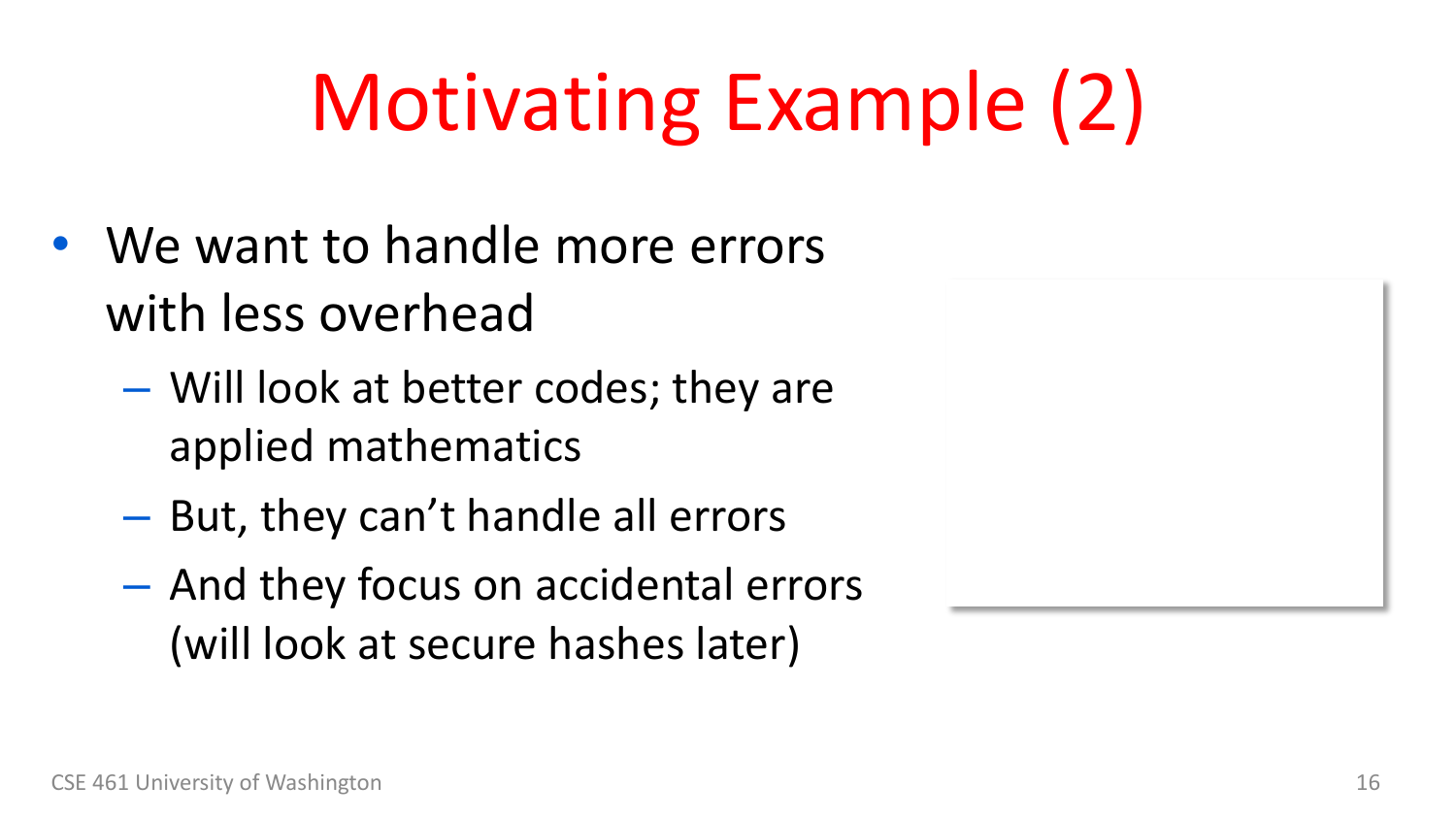# Motivating Example (2)

- We want to handle more errors with less overhead
  - Will look at better codes; they are applied mathematics
  - But, they can't handle all errors
  - And they focus on accidental errors (will look at secure hashes later)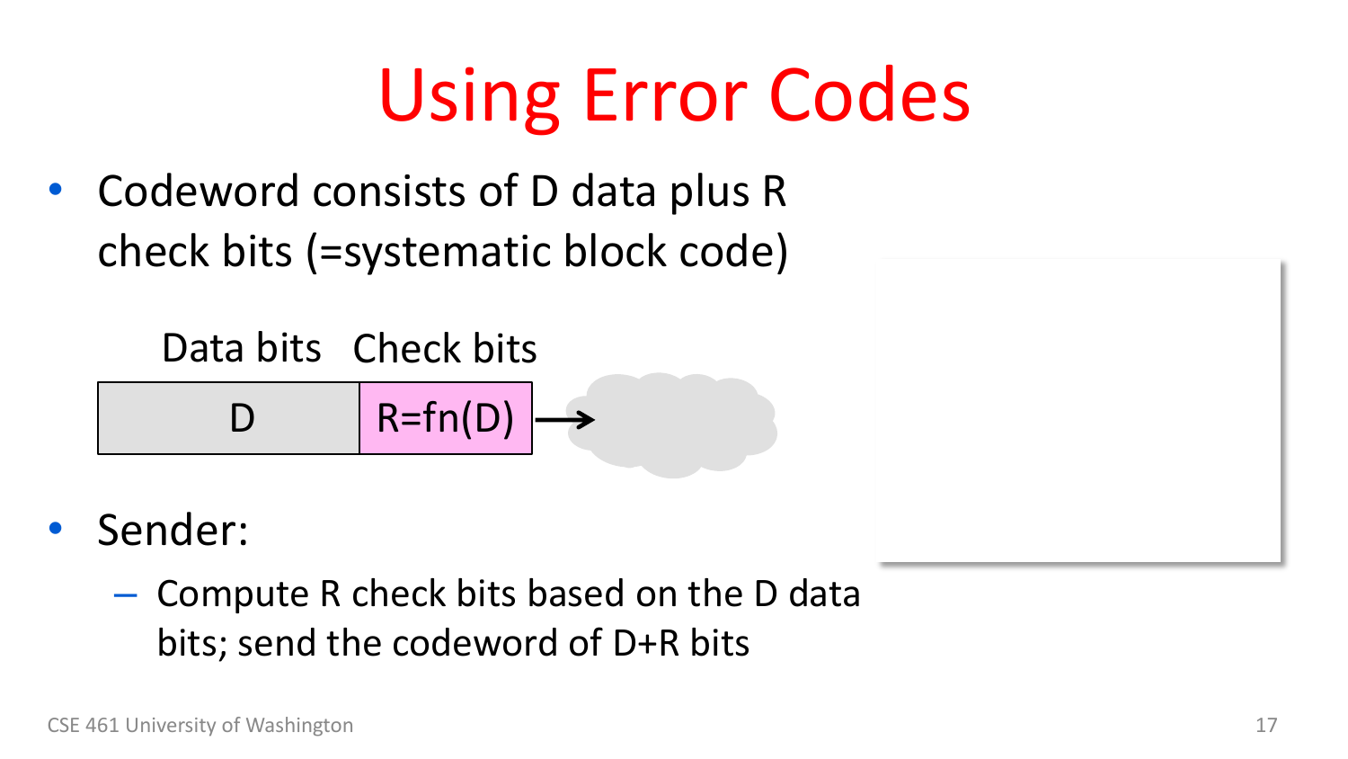# Using Error Codes

- Codeword consists of D data plus R check bits (=systematic block code)

Data bits | Check bits

D | R=fn(D)

- Sender:
  - Compute R check bits based on the D data bits; send the codeword of D+R bits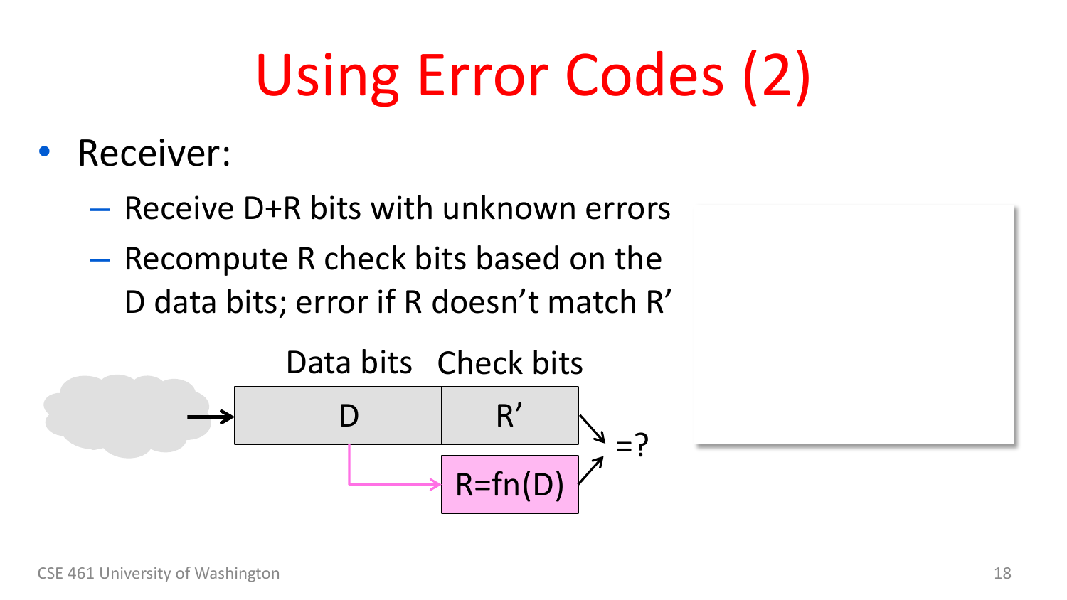# Using Error Codes (2)

- Receiver:
  - Receive D+R bits with unknown errors
  - Recompute R check bits based on the D data bits; error if R doesn't match R'

Data bits | Check bits

D | R'

R=fn(D)

=?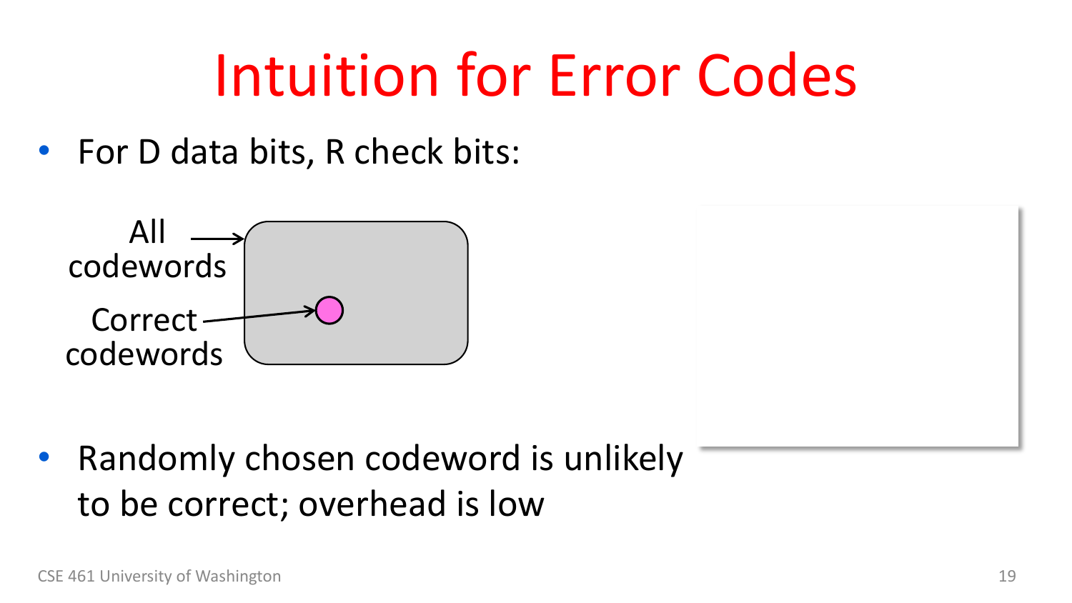# Intuition for Error Codes

- For D data bits, R check bits:

All codewords

Correct codewords

- Randomly chosen codeword is unlikely to be correct; overhead is low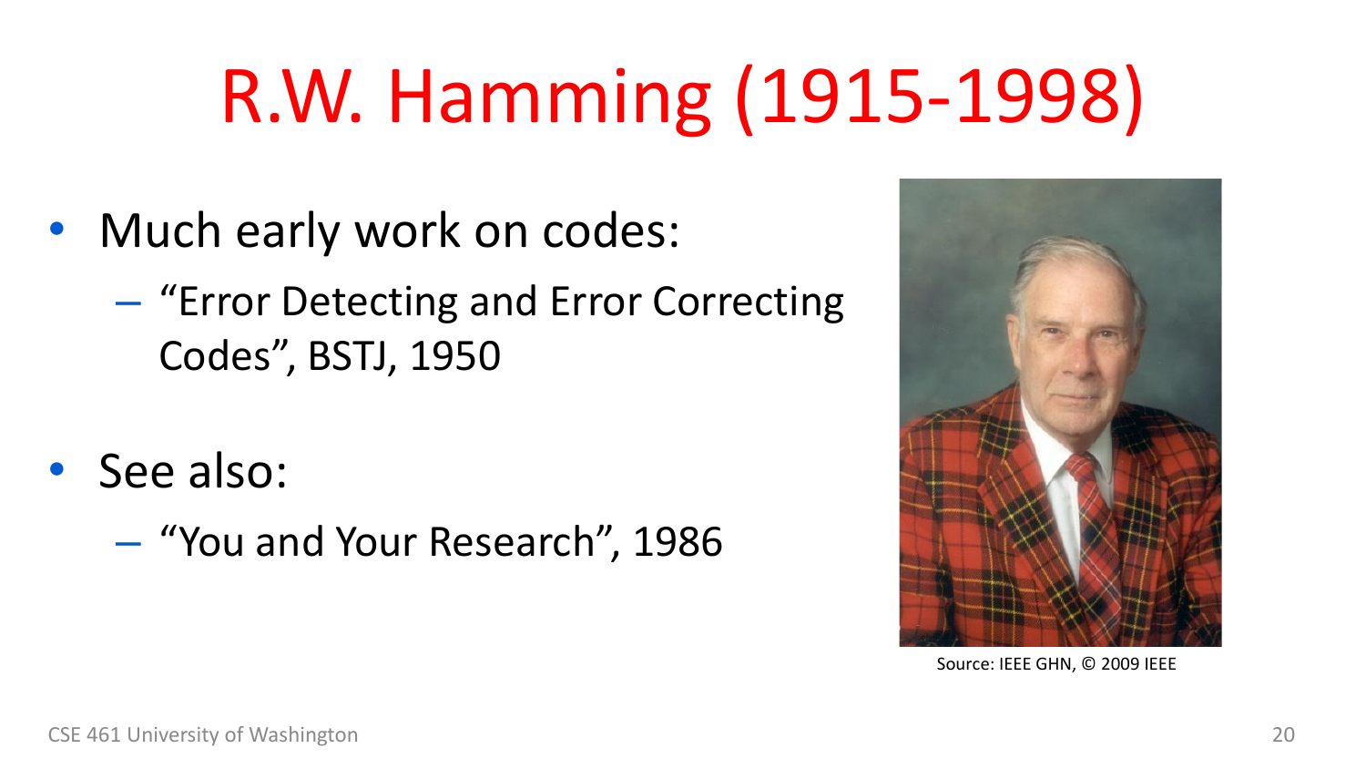# R.W. Hamming (1915-1998)

- Much early work on codes:
  - “Error Detecting and Error Correcting Codes”, BSTJ, 1950
- See also:
  - “You and Your Research”, 1986

Source: IEEE GHN, © 2009 IEEE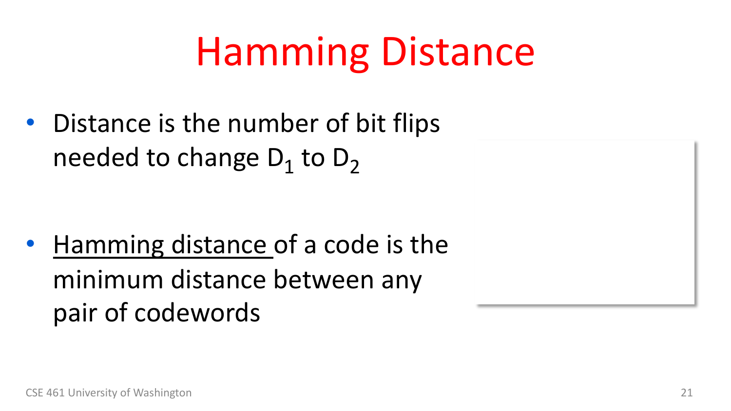# Hamming Distance

- Distance is the number of bit flips needed to change $D_1$ to $D_2$

- <u>Hamming distance</u> of a code is the minimum distance between any pair of codewords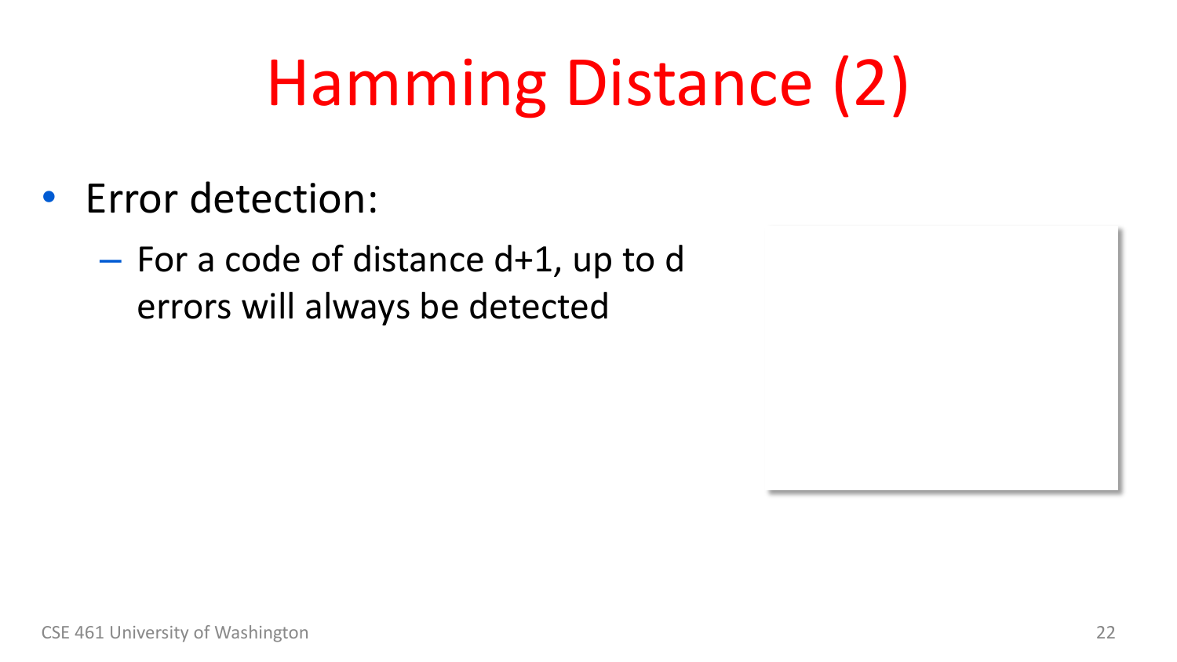# Hamming Distance (2)

- Error detection:
  - For a code of distance d+1, up to d errors will always be detected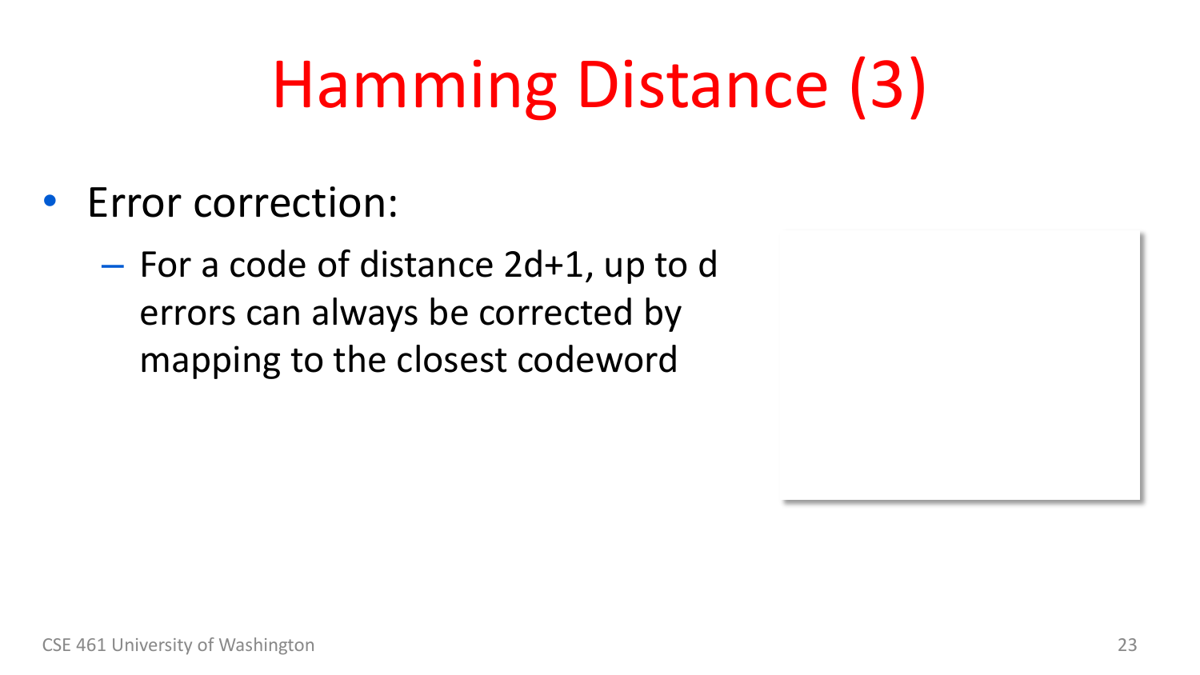# Hamming Distance (3)

- Error correction:
  - For a code of distance $2d+1$, up to $d$ errors can always be corrected by mapping to the closest codeword